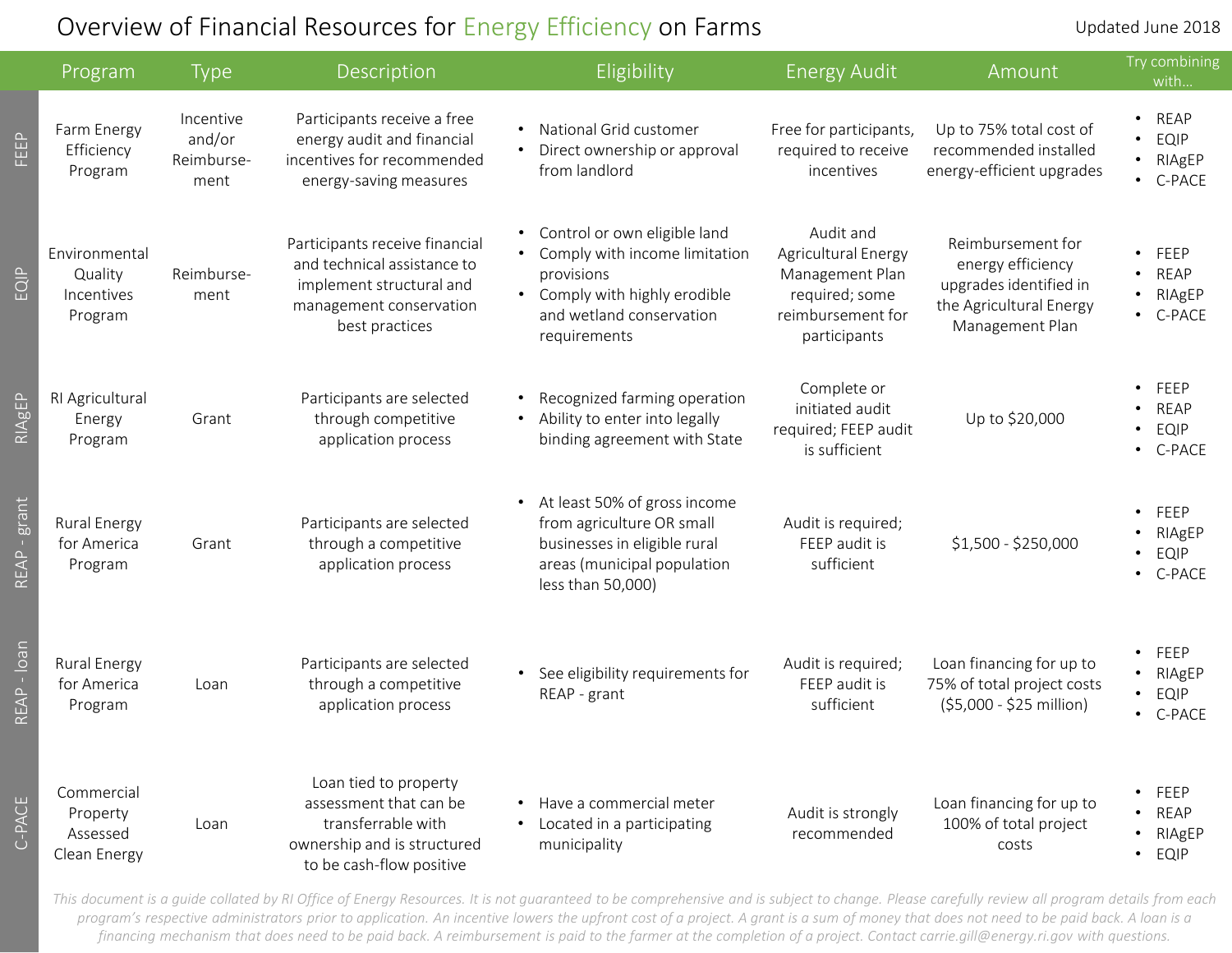# Overview of Financial Resources for Energy Efficiency on Farms

Updated June 2018

| | Program | Type | Description | Eligibility | Energy Audit | Amount | Try combining with... |
|---|---|---|---|---|---|---|---|
| FEEP | Farm Energy Efficiency Program | Incentive and/or Reimbursement | Participants receive a free energy audit and financial incentives for recommended energy-saving measures | • National Grid customer<br>• Direct ownership or approval from landlord | Free for participants, required to receive incentives | Up to 75% total cost of recommended installed energy-efficient upgrades | • REAP<br>• EQIP<br>• RIAgEP<br>• C-PACE |
| EQIP | Environmental Quality Incentives Program | Reimbursement | Participants receive financial and technical assistance to implement structural and management conservation best practices | • Control or own eligible land<br>• Comply with income limitation provisions<br>• Comply with highly erodible and wetland conservation requirements | Audit and Agricultural Energy Management Plan required; some reimbursement for participants | Reimbursement for energy efficiency upgrades identified in the Agricultural Energy Management Plan | • FEEP<br>• REAP<br>• RIAgEP<br>• C-PACE |
| RIAgEP | RI Agricultural Energy Program | Grant | Participants are selected through competitive application process | • Recognized farming operation<br>• Ability to enter into legally binding agreement with State | Complete or initiated audit required; FEEP audit is sufficient | Up to $20,000 | • FEEP<br>• REAP<br>• EQIP<br>• C-PACE |
| REAP - grant | Rural Energy for America Program | Grant | Participants are selected through a competitive application process | • At least 50% of gross income from agriculture OR small businesses in eligible rural areas (municipal population less than 50,000) | Audit is required; FEEP audit is sufficient | $1,500 - $250,000 | • FEEP<br>• RIAgEP<br>• EQIP<br>• C-PACE |
| REAP - loan | Rural Energy for America Program | Loan | Participants are selected through a competitive application process | • See eligibility requirements for REAP - grant | Audit is required; FEEP audit is sufficient | Loan financing for up to 75% of total project costs ($5,000 - $25 million) | • FEEP<br>• RIAgEP<br>• EQIP<br>• C-PACE |
| C-PACE | Commercial Property Assessed Clean Energy | Loan | Loan tied to property assessment that can be transferrable with ownership and is structured to be cash-flow positive | • Have a commercial meter<br>• Located in a participating municipality | Audit is strongly recommended | Loan financing for up to 100% of total project costs | • FEEP<br>• REAP<br>• RIAgEP<br>• EQIP |

*This document is a guide collated by RI Office of Energy Resources. It is not guaranteed to be comprehensive and is subject to change. Please carefully review all program details from each program's respective administrators prior to application. An incentive lowers the upfront cost of a project. A grant is a sum of money that does not need to be paid back. A loan is a financing mechanism that does need to be paid back. A reimbursement is paid to the farmer at the completion of a project. Contact carrie.gill@energy.ri.gov with questions.*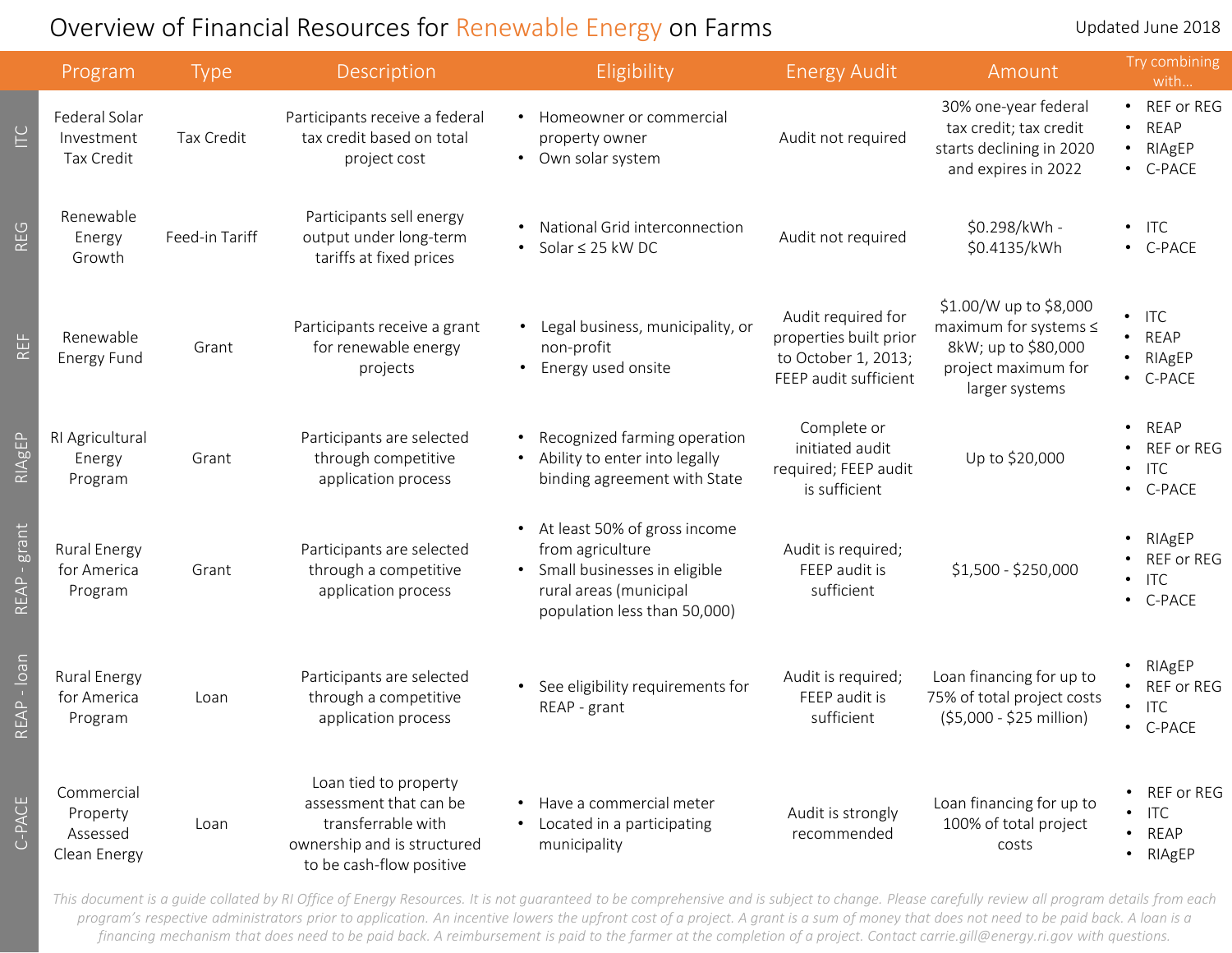# Overview of Financial Resources for Renewable Energy on Farms

Updated June 2018

| | Program | Type | Description | Eligibility | Energy Audit | Amount | Try combining with… |
|---|---|---|---|---|---|---|---|
| ITC | Federal Solar Investment Tax Credit | Tax Credit | Participants receive a federal tax credit based on total project cost | • Homeowner or commercial property owner<br>• Own solar system | Audit not required | 30% one-year federal tax credit; tax credit starts declining in 2020 and expires in 2022 | • REF or REG<br>• REAP<br>• RIAgEP<br>• C-PACE |
| REG | Renewable Energy Growth | Feed-in Tariff | Participants sell energy output under long-term tariffs at fixed prices | • National Grid interconnection<br>• Solar ≤ 25 kW DC | Audit not required | $0.298/kWh - $0.4135/kWh | • ITC<br>• C-PACE |
| REF | Renewable Energy Fund | Grant | Participants receive a grant for renewable energy projects | • Legal business, municipality, or non-profit<br>• Energy used onsite | Audit required for properties built prior to October 1, 2013; FEEP audit sufficient | $1.00/W up to $8,000 maximum for systems ≤ 8kW; up to $80,000 project maximum for larger systems | • ITC<br>• REAP<br>• RIAgEP<br>• C-PACE |
| RIAgEP | RI Agricultural Energy Program | Grant | Participants are selected through competitive application process | • Recognized farming operation<br>• Ability to enter into legally binding agreement with State | Complete or initiated audit required; FEEP audit is sufficient | Up to $20,000 | • REAP<br>• REF or REG<br>• ITC<br>• C-PACE |
| REAP - grant | Rural Energy for America Program | Grant | Participants are selected through a competitive application process | • At least 50% of gross income from agriculture<br>• Small businesses in eligible rural areas (municipal population less than 50,000) | Audit is required; FEEP audit is sufficient | $1,500 - $250,000 | • RIAgEP<br>• REF or REG<br>• ITC<br>• C-PACE |
| REAP - loan | Rural Energy for America Program | Loan | Participants are selected through a competitive application process | • See eligibility requirements for REAP - grant | Audit is required; FEEP audit is sufficient | Loan financing for up to 75% of total project costs ($5,000 - $25 million) | • RIAgEP<br>• REF or REG<br>• ITC<br>• C-PACE |
| C-PACE | Commercial Property Assessed Clean Energy | Loan | Loan tied to property assessment that can be transferrable with ownership and is structured to be cash-flow positive | • Have a commercial meter<br>• Located in a participating municipality | Audit is strongly recommended | Loan financing for up to 100% of total project costs | • REF or REG<br>• ITC<br>• REAP<br>• RIAgEP |

*This document is a guide collated by RI Office of Energy Resources. It is not guaranteed to be comprehensive and is subject to change. Please carefully review all program details from each program's respective administrators prior to application. An incentive lowers the upfront cost of a project. A grant is a sum of money that does not need to be paid back. A loan is a financing mechanism that does need to be paid back. A reimbursement is paid to the farmer at the completion of a project. Contact carrie.gill@energy.ri.gov with questions.*